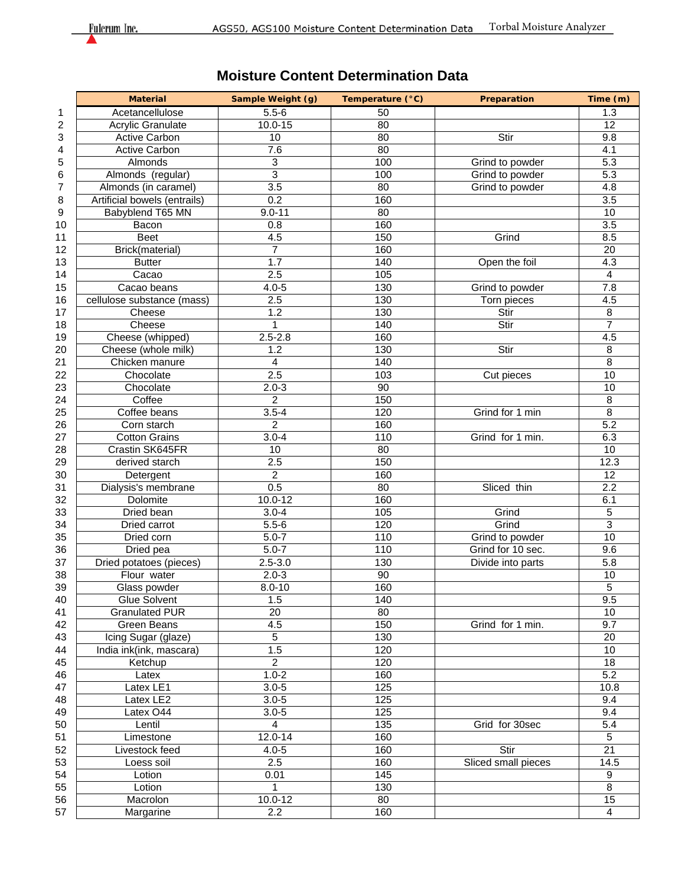# Moisture Content Determination Data

| | Material | Sample Weight (g) | Temperature (°C) | Preparation | Time (m) |
|---|---|---|---|---|---|
| 1 | Acetancellulose | 5.5-6 | 50 | | 1.3 |
| 2 | Acrylic Granulate | 10.0-15 | 80 | | 12 |
| 3 | Active Carbon | 10 | 80 | Stir | 9.8 |
| 4 | Active Carbon | 7.6 | 80 | | 4.1 |
| 5 | Almonds | 3 | 100 | Grind to powder | 5.3 |
| 6 | Almonds (regular) | 3 | 100 | Grind to powder | 5.3 |
| 7 | Almonds (in caramel) | 3.5 | 80 | Grind to powder | 4.8 |
| 8 | Artificial bowels (entrails) | 0.2 | 160 | | 3.5 |
| 9 | Babyblend T65 MN | 9.0-11 | 80 | | 10 |
| 10 | Bacon | 0.8 | 160 | | 3.5 |
| 11 | Beet | 4.5 | 150 | Grind | 8.5 |
| 12 | Brick(material) | 7 | 160 | | 20 |
| 13 | Butter | 1.7 | 140 | Open the foil | 4.3 |
| 14 | Cacao | 2.5 | 105 | | 4 |
| 15 | Cacao beans | 4.0-5 | 130 | Grind to powder | 7.8 |
| 16 | cellulose substance (mass) | 2.5 | 130 | Torn pieces | 4.5 |
| 17 | Cheese | 1.2 | 130 | Stir | 8 |
| 18 | Cheese | 1 | 140 | Stir | 7 |
| 19 | Cheese (whipped) | 2.5-2.8 | 160 | | 4.5 |
| 20 | Cheese (whole milk) | 1.2 | 130 | Stir | 8 |
| 21 | Chicken manure | 4 | 140 | | 8 |
| 22 | Chocolate | 2.5 | 103 | Cut pieces | 10 |
| 23 | Chocolate | 2.0-3 | 90 | | 10 |
| 24 | Coffee | 2 | 150 | | 8 |
| 25 | Coffee beans | 3.5-4 | 120 | Grind for 1 min | 8 |
| 26 | Corn starch | 2 | 160 | | 5.2 |
| 27 | Cotton Grains | 3.0-4 | 110 | Grind for 1 min. | 6.3 |
| 28 | Crastin SK645FR | 10 | 80 | | 10 |
| 29 | derived starch | 2.5 | 150 | | 12.3 |
| 30 | Detergent | 2 | 160 | | 12 |
| 31 | Dialysis's membrane | 0.5 | 80 | Sliced thin | 2.2 |
| 32 | Dolomite | 10.0-12 | 160 | | 6.1 |
| 33 | Dried bean | 3.0-4 | 105 | Grind | 5 |
| 34 | Dried carrot | 5.5-6 | 120 | Grind | 3 |
| 35 | Dried corn | 5.0-7 | 110 | Grind to powder | 10 |
| 36 | Dried pea | 5.0-7 | 110 | Grind for 10 sec. | 9.6 |
| 37 | Dried potatoes (pieces) | 2.5-3.0 | 130 | Divide into parts | 5.8 |
| 38 | Flour water | 2.0-3 | 90 | | 10 |
| 39 | Glass powder | 8.0-10 | 160 | | 5 |
| 40 | Glue Solvent | 1.5 | 140 | | 9.5 |
| 41 | Granulated PUR | 20 | 80 | | 10 |
| 42 | Green Beans | 4.5 | 150 | Grind for 1 min. | 9.7 |
| 43 | Icing Sugar (glaze) | 5 | 130 | | 20 |
| 44 | India ink(ink, mascara) | 1.5 | 120 | | 10 |
| 45 | Ketchup | 2 | 120 | | 18 |
| 46 | Latex | 1.0-2 | 160 | | 5.2 |
| 47 | Latex LE1 | 3.0-5 | 125 | | 10.8 |
| 48 | Latex LE2 | 3.0-5 | 125 | | 9.4 |
| 49 | Latex O44 | 3.0-5 | 125 | | 9.4 |
| 50 | Lentil | 4 | 135 | Grid for 30sec | 5.4 |
| 51 | Limestone | 12.0-14 | 160 | | 5 |
| 52 | Livestock feed | 4.0-5 | 160 | Stir | 21 |
| 53 | Loess soil | 2.5 | 160 | Sliced small pieces | 14.5 |
| 54 | Lotion | 0.01 | 145 | | 9 |
| 55 | Lotion | 1 | 130 | | 8 |
| 56 | Macrolon | 10.0-12 | 80 | | 15 |
| 57 | Margarine | 2.2 | 160 | | 4 |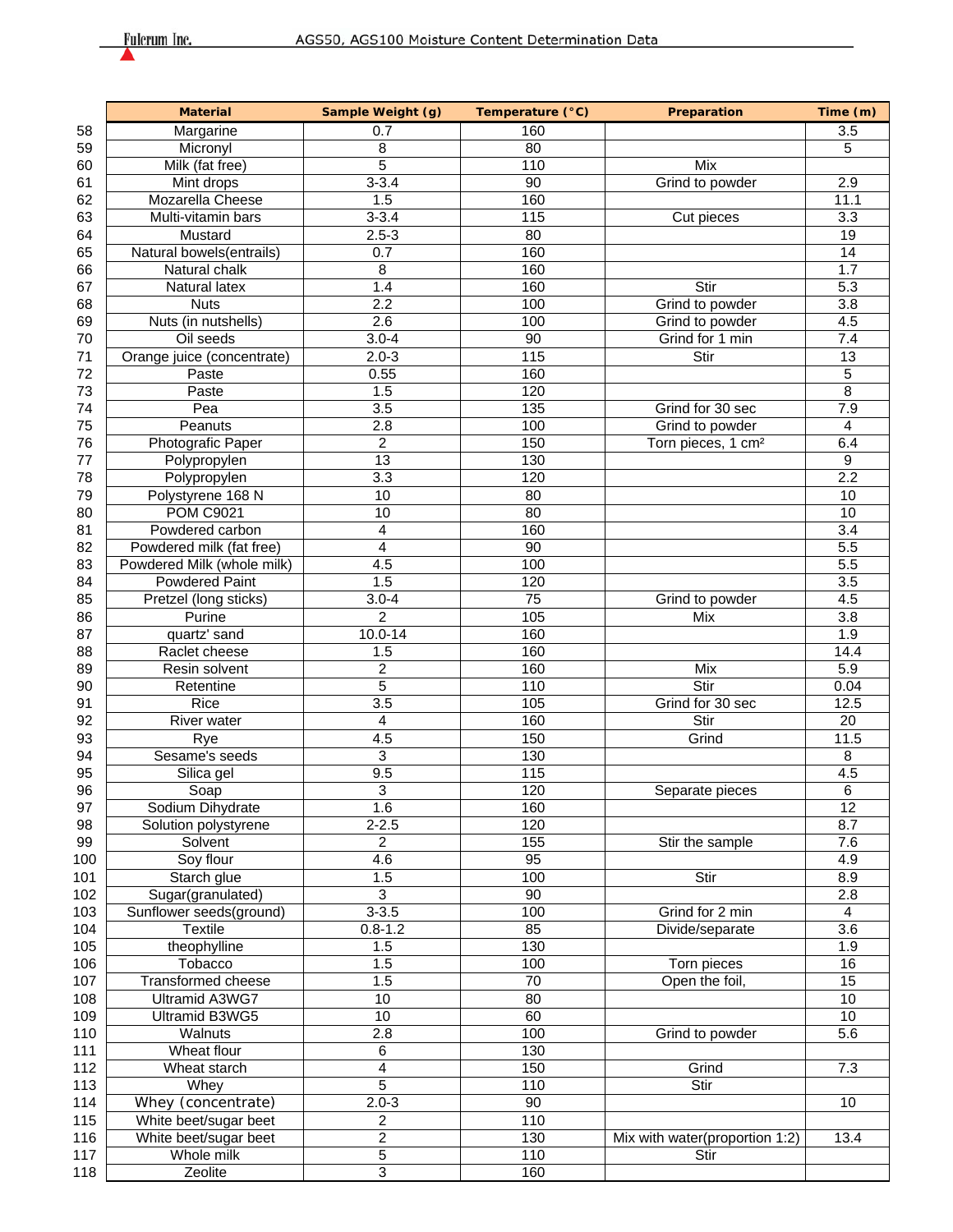| | Material | Sample Weight (g) | Temperature (°C) | Preparation | Time (m) |
|---|---|---|---|---|---|
| 58 | Margarine | 0.7 | 160 | | 3.5 |
| 59 | Micronyl | 8 | 80 | | 5 |
| 60 | Milk (fat free) | 5 | 110 | Mix | |
| 61 | Mint drops | 3-3.4 | 90 | Grind to powder | 2.9 |
| 62 | Mozarella Cheese | 1.5 | 160 | | 11.1 |
| 63 | Multi-vitamin bars | 3-3.4 | 115 | Cut pieces | 3.3 |
| 64 | Mustard | 2.5-3 | 80 | | 19 |
| 65 | Natural bowels(entrails) | 0.7 | 160 | | 14 |
| 66 | Natural chalk | 8 | 160 | | 1.7 |
| 67 | Natural latex | 1.4 | 160 | Stir | 5.3 |
| 68 | Nuts | 2.2 | 100 | Grind to powder | 3.8 |
| 69 | Nuts (in nutshells) | 2.6 | 100 | Grind to powder | 4.5 |
| 70 | Oil seeds | 3.0-4 | 90 | Grind for 1 min | 7.4 |
| 71 | Orange juice (concentrate) | 2.0-3 | 115 | Stir | 13 |
| 72 | Paste | 0.55 | 160 | | 5 |
| 73 | Paste | 1.5 | 120 | | 8 |
| 74 | Pea | 3.5 | 135 | Grind for 30 sec | 7.9 |
| 75 | Peanuts | 2.8 | 100 | Grind to powder | 4 |
| 76 | Photografic Paper | 2 | 150 | Torn pieces, 1 cm² | 6.4 |
| 77 | Polypropylen | 13 | 130 | | 9 |
| 78 | Polypropylen | 3.3 | 120 | | 2.2 |
| 79 | Polystyrene 168 N | 10 | 80 | | 10 |
| 80 | POM C9021 | 10 | 80 | | 10 |
| 81 | Powdered carbon | 4 | 160 | | 3.4 |
| 82 | Powdered milk (fat free) | 4 | 90 | | 5.5 |
| 83 | Powdered Milk (whole milk) | 4.5 | 100 | | 5.5 |
| 84 | Powdered Paint | 1.5 | 120 | | 3.5 |
| 85 | Pretzel (long sticks) | 3.0-4 | 75 | Grind to powder | 4.5 |
| 86 | Purine | 2 | 105 | Mix | 3.8 |
| 87 | quartz' sand | 10.0-14 | 160 | | 1.9 |
| 88 | Raclet cheese | 1.5 | 160 | | 14.4 |
| 89 | Resin solvent | 2 | 160 | Mix | 5.9 |
| 90 | Retentine | 5 | 110 | Stir | 0.04 |
| 91 | Rice | 3.5 | 105 | Grind for 30 sec | 12.5 |
| 92 | River water | 4 | 160 | Stir | 20 |
| 93 | Rye | 4.5 | 150 | Grind | 11.5 |
| 94 | Sesame's seeds | 3 | 130 | | 8 |
| 95 | Silica gel | 9.5 | 115 | | 4.5 |
| 96 | Soap | 3 | 120 | Separate pieces | 6 |
| 97 | Sodium Dihydrate | 1.6 | 160 | | 12 |
| 98 | Solution polystyrene | 2-2.5 | 120 | | 8.7 |
| 99 | Solvent | 2 | 155 | Stir the sample | 7.6 |
| 100 | Soy flour | 4.6 | 95 | | 4.9 |
| 101 | Starch glue | 1.5 | 100 | Stir | 8.9 |
| 102 | Sugar(granulated) | 3 | 90 | | 2.8 |
| 103 | Sunflower seeds(ground) | 3-3.5 | 100 | Grind for 2 min | 4 |
| 104 | Textile | 0.8-1.2 | 85 | Divide/separate | 3.6 |
| 105 | theophylline | 1.5 | 130 | | 1.9 |
| 106 | Tobacco | 1.5 | 100 | Torn pieces | 16 |
| 107 | Transformed cheese | 1.5 | 70 | Open the foil, | 15 |
| 108 | Ultramid A3WG7 | 10 | 80 | | 10 |
| 109 | Ultramid B3WG5 | 10 | 60 | | 10 |
| 110 | Walnuts | 2.8 | 100 | Grind to powder | 5.6 |
| 111 | Wheat flour | 6 | 130 | | |
| 112 | Wheat starch | 4 | 150 | Grind | 7.3 |
| 113 | Whey | 5 | 110 | Stir | |
| 114 | Whey (concentrate) | 2.0-3 | 90 | | 10 |
| 115 | White beet/sugar beet | 2 | 110 | | |
| 116 | White beet/sugar beet | 2 | 130 | Mix with water(proportion 1:2) | 13.4 |
| 117 | Whole milk | 5 | 110 | Stir | |
| 118 | Zeolite | 3 | 160 | | |